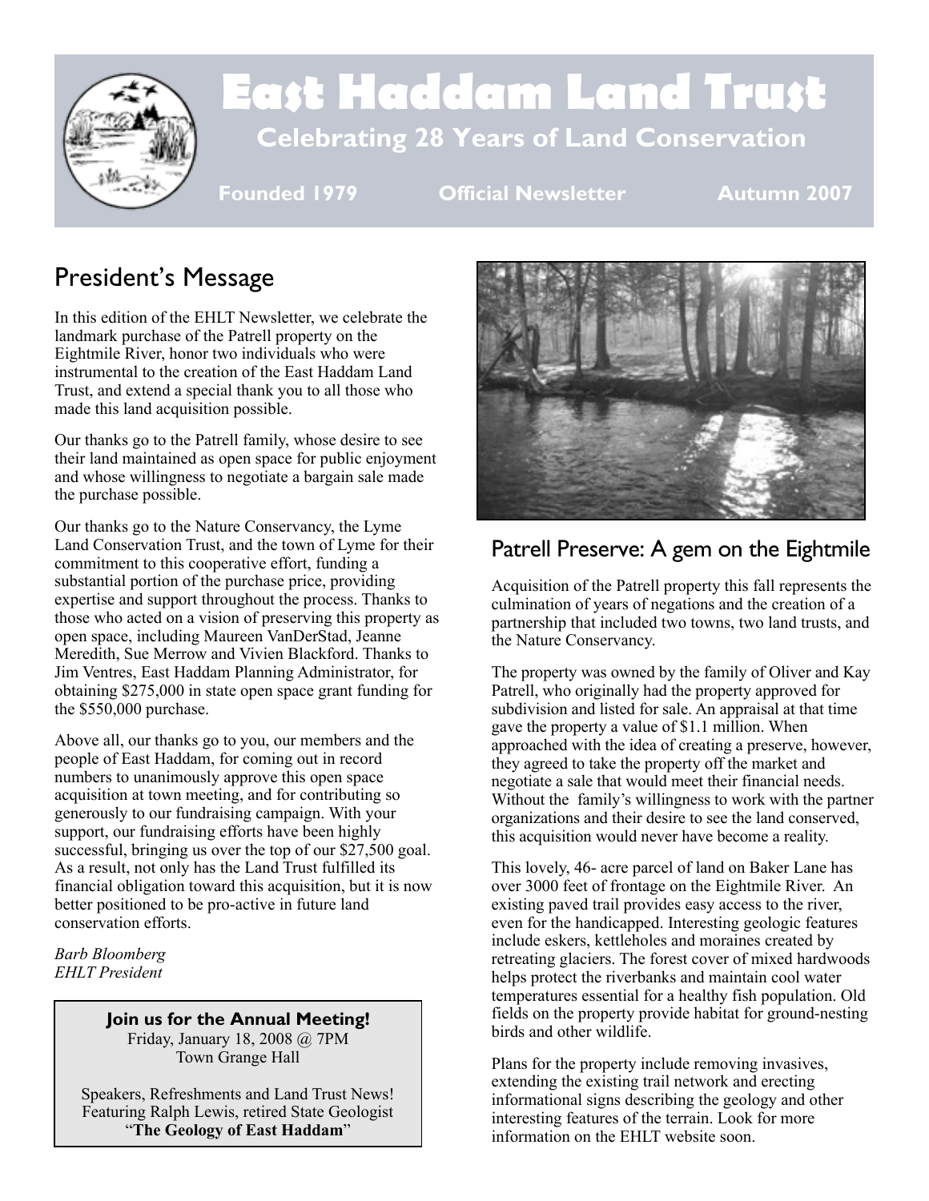# East Haddam Land Trust

**Celebrating 28 Years of Land Conservation**

**Founded 1979** **Official Newsletter** **Autumn 2007**

## President's Message

In this edition of the EHLT Newsletter, we celebrate the landmark purchase of the Patrell property on the Eightmile River, honor two individuals who were instrumental to the creation of the East Haddam Land Trust, and extend a special thank you to all those who made this land acquisition possible.

Our thanks go to the Patrell family, whose desire to see their land maintained as open space for public enjoyment and whose willingness to negotiate a bargain sale made the purchase possible.

Our thanks go to the Nature Conservancy, the Lyme Land Conservation Trust, and the town of Lyme for their commitment to this cooperative effort, funding a substantial portion of the purchase price, providing expertise and support throughout the process. Thanks to those who acted on a vision of preserving this property as open space, including Maureen VanDerStad, Jeanne Meredith, Sue Merrow and Vivien Blackford. Thanks to Jim Ventres, East Haddam Planning Administrator, for obtaining $275,000 in state open space grant funding for the $550,000 purchase.

Above all, our thanks go to you, our members and the people of East Haddam, for coming out in record numbers to unanimously approve this open space acquisition at town meeting, and for contributing so generously to our fundraising campaign. With your support, our fundraising efforts have been highly successful, bringing us over the top of our $27,500 goal. As a result, not only has the Land Trust fulfilled its financial obligation toward this acquisition, but it is now better positioned to be pro-active in future land conservation efforts.

*Barb Bloomberg*
*EHLT President*

> **Join us for the Annual Meeting!**
> Friday, January 18, 2008 @ 7PM
> Town Grange Hall
>
> Speakers, Refreshments and Land Trust News!
> Featuring Ralph Lewis, retired State Geologist
> "**The Geology of East Haddam**"

## Patrell Preserve: A gem on the Eightmile

Acquisition of the Patrell property this fall represents the culmination of years of negations and the creation of a partnership that included two towns, two land trusts, and the Nature Conservancy.

The property was owned by the family of Oliver and Kay Patrell, who originally had the property approved for subdivision and listed for sale. An appraisal at that time gave the property a value of $1.1 million. When approached with the idea of creating a preserve, however, they agreed to take the property off the market and negotiate a sale that would meet their financial needs. Without the family's willingness to work with the partner organizations and their desire to see the land conserved, this acquisition would never have become a reality.

This lovely, 46- acre parcel of land on Baker Lane has over 3000 feet of frontage on the Eightmile River. An existing paved trail provides easy access to the river, even for the handicapped. Interesting geologic features include eskers, kettleholes and moraines created by retreating glaciers. The forest cover of mixed hardwoods helps protect the riverbanks and maintain cool water temperatures essential for a healthy fish population. Old fields on the property provide habitat for ground-nesting birds and other wildlife.

Plans for the property include removing invasives, extending the existing trail network and erecting informational signs describing the geology and other interesting features of the terrain. Look for more information on the EHLT website soon.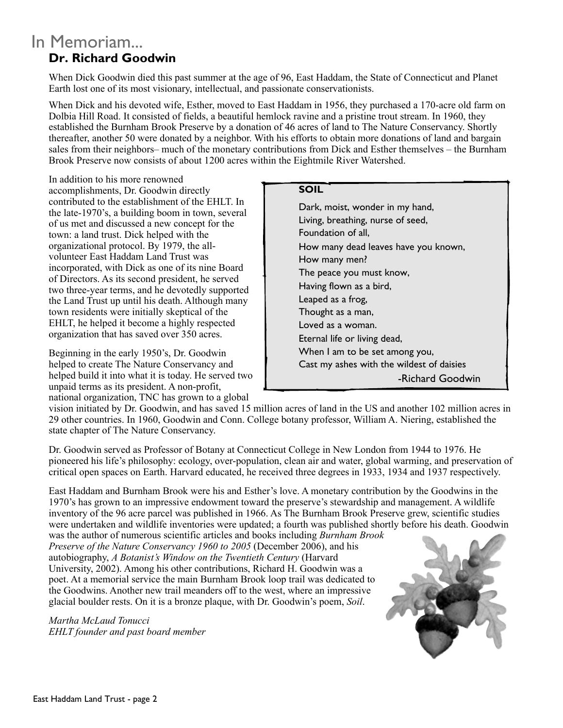# In Memoriam...

## Dr. Richard Goodwin

When Dick Goodwin died this past summer at the age of 96, East Haddam, the State of Connecticut and Planet Earth lost one of its most visionary, intellectual, and passionate conservationists.

When Dick and his devoted wife, Esther, moved to East Haddam in 1956, they purchased a 170-acre old farm on Dolbia Hill Road. It consisted of fields, a beautiful hemlock ravine and a pristine trout stream. In 1960, they established the Burnham Brook Preserve by a donation of 46 acres of land to The Nature Conservancy. Shortly thereafter, another 50 were donated by a neighbor. With his efforts to obtain more donations of land and bargain sales from their neighbors– much of the monetary contributions from Dick and Esther themselves – the Burnham Brook Preserve now consists of about 1200 acres within the Eightmile River Watershed.

In addition to his more renowned accomplishments, Dr. Goodwin directly contributed to the establishment of the EHLT. In the late-1970's, a building boom in town, several of us met and discussed a new concept for the town: a land trust. Dick helped with the organizational protocol. By 1979, the all-volunteer East Haddam Land Trust was incorporated, with Dick as one of its nine Board of Directors. As its second president, he served two three-year terms, and he devotedly supported the Land Trust up until his death. Although many town residents were initially skeptical of the EHLT, he helped it become a highly respected organization that has saved over 350 acres.

Beginning in the early 1950's, Dr. Goodwin helped to create The Nature Conservancy and helped build it into what it is today. He served two unpaid terms as its president. A non-profit, national organization, TNC has grown to a global vision initiated by Dr. Goodwin, and has saved 15 million acres of land in the US and another 102 million acres in 29 other countries. In 1960, Goodwin and Conn. College botany professor, William A. Niering, established the state chapter of The Nature Conservancy.

> **SOIL**
>
> Dark, moist, wonder in my hand,
> Living, breathing, nurse of seed,
> Foundation of all,
> How many dead leaves have you known,
> How many men?
> The peace you must know,
> Having flown as a bird,
> Leaped as a frog,
> Thought as a man,
> Loved as a woman.
> Eternal life or living dead,
> When I am to be set among you,
> Cast my ashes with the wildest of daisies
>
> -Richard Goodwin

Dr. Goodwin served as Professor of Botany at Connecticut College in New London from 1944 to 1976. He pioneered his life's philosophy: ecology, over-population, clean air and water, global warming, and preservation of critical open spaces on Earth. Harvard educated, he received three degrees in 1933, 1934 and 1937 respectively.

East Haddam and Burnham Brook were his and Esther's love. A monetary contribution by the Goodwins in the 1970's has grown to an impressive endowment toward the preserve's stewardship and management. A wildlife inventory of the 96 acre parcel was published in 1966. As The Burnham Brook Preserve grew, scientific studies were undertaken and wildlife inventories were updated; a fourth was published shortly before his death. Goodwin was the author of numerous scientific articles and books including *Burnham Brook Preserve of the Nature Conservancy 1960 to 2005* (December 2006), and his autobiography, *A Botanist's Window on the Twentieth Century* (Harvard University, 2002). Among his other contributions, Richard H. Goodwin was a poet. At a memorial service the main Burnham Brook loop trail was dedicated to the Goodwins. Another new trail meanders off to the west, where an impressive glacial boulder rests. On it is a bronze plaque, with Dr. Goodwin's poem, *Soil*.

*Martha McLaud Tonucci*
*EHLT founder and past board member*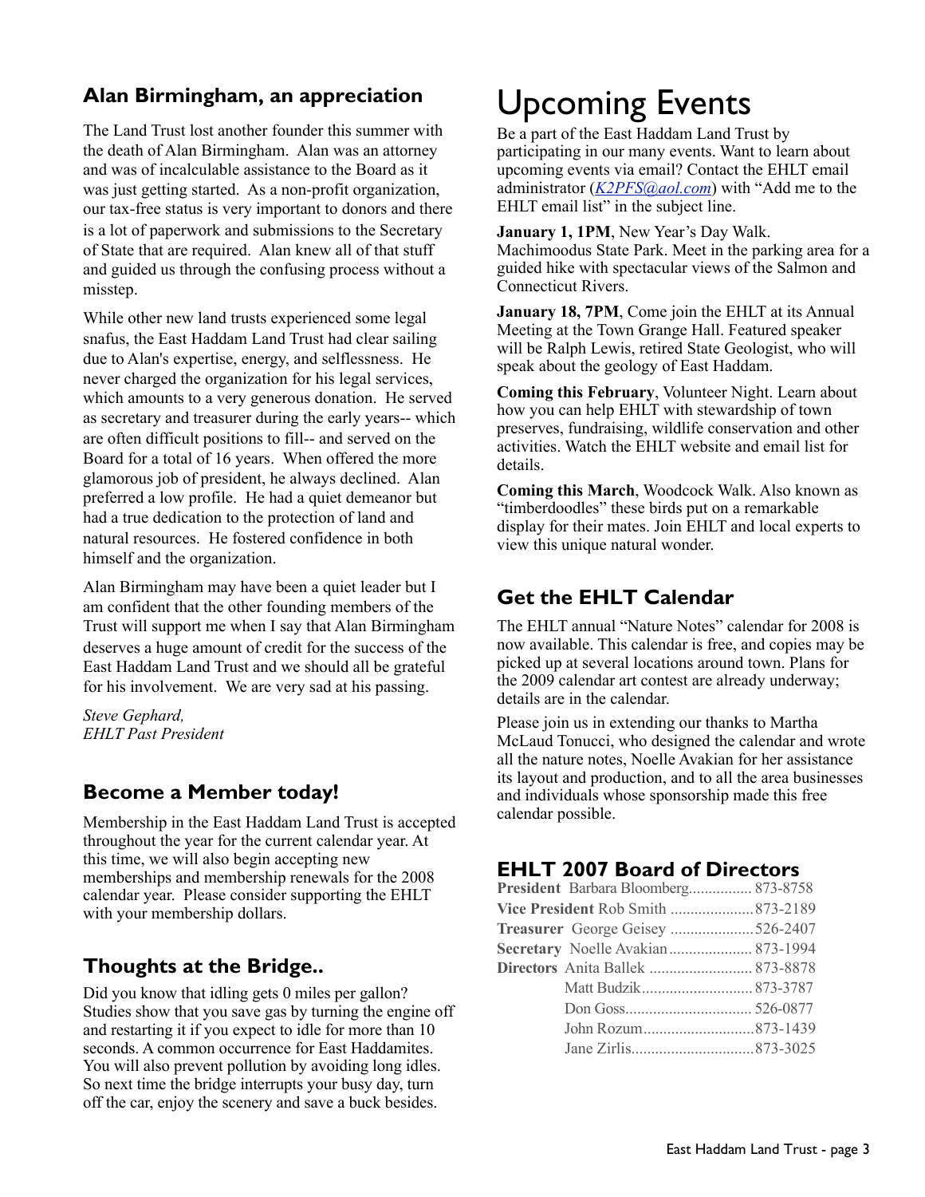## Alan Birmingham, an appreciation

The Land Trust lost another founder this summer with the death of Alan Birmingham. Alan was an attorney and was of incalculable assistance to the Board as it was just getting started. As a non-profit organization, our tax-free status is very important to donors and there is a lot of paperwork and submissions to the Secretary of State that are required. Alan knew all of that stuff and guided us through the confusing process without a misstep.

While other new land trusts experienced some legal snafus, the East Haddam Land Trust had clear sailing due to Alan's expertise, energy, and selflessness. He never charged the organization for his legal services, which amounts to a very generous donation. He served as secretary and treasurer during the early years-- which are often difficult positions to fill-- and served on the Board for a total of 16 years. When offered the more glamorous job of president, he always declined. Alan preferred a low profile. He had a quiet demeanor but had a true dedication to the protection of land and natural resources. He fostered confidence in both himself and the organization.

Alan Birmingham may have been a quiet leader but I am confident that the other founding members of the Trust will support me when I say that Alan Birmingham deserves a huge amount of credit for the success of the East Haddam Land Trust and we should all be grateful for his involvement. We are very sad at his passing.

*Steve Gephard,*
*EHLT Past President*

## Become a Member today!

Membership in the East Haddam Land Trust is accepted throughout the year for the current calendar year. At this time, we will also begin accepting new memberships and membership renewals for the 2008 calendar year. Please consider supporting the EHLT with your membership dollars.

## Thoughts at the Bridge..

Did you know that idling gets 0 miles per gallon? Studies show that you save gas by turning the engine off and restarting it if you expect to idle for more than 10 seconds. A common occurrence for East Haddamites. You will also prevent pollution by avoiding long idles. So next time the bridge interrupts your busy day, turn off the car, enjoy the scenery and save a buck besides.

# Upcoming Events

Be a part of the East Haddam Land Trust by participating in our many events. Want to learn about upcoming events via email? Contact the EHLT email administrator (*K2PFS@aol.com*) with "Add me to the EHLT email list" in the subject line.

**January 1, 1PM**, New Year's Day Walk. Machimoodus State Park. Meet in the parking area for a guided hike with spectacular views of the Salmon and Connecticut Rivers.

**January 18, 7PM**, Come join the EHLT at its Annual Meeting at the Town Grange Hall. Featured speaker will be Ralph Lewis, retired State Geologist, who will speak about the geology of East Haddam.

**Coming this February**, Volunteer Night. Learn about how you can help EHLT with stewardship of town preserves, fundraising, wildlife conservation and other activities. Watch the EHLT website and email list for details.

**Coming this March**, Woodcock Walk. Also known as "timberdoodles" these birds put on a remarkable display for their mates. Join EHLT and local experts to view this unique natural wonder.

## Get the EHLT Calendar

The EHLT annual "Nature Notes" calendar for 2008 is now available. This calendar is free, and copies may be picked up at several locations around town. Plans for the 2009 calendar art contest are already underway; details are in the calendar.

Please join us in extending our thanks to Martha McLaud Tonucci, who designed the calendar and wrote all the nature notes, Noelle Avakian for her assistance its layout and production, and to all the area businesses and individuals whose sponsorship made this free calendar possible.

## EHLT 2007 Board of Directors

**President** Barbara Bloomberg................ 873-8758
**Vice President** Rob Smith ..................... 873-2189
**Treasurer** George Geisey ..................... 526-2407
**Secretary** Noelle Avakian..................... 873-1994
**Directors** Anita Ballek .......................... 873-8878
Matt Budzik............................ 873-3787
Don Goss................................ 526-0877
John Rozum............................873-1439
Jane Zirlis...............................873-3025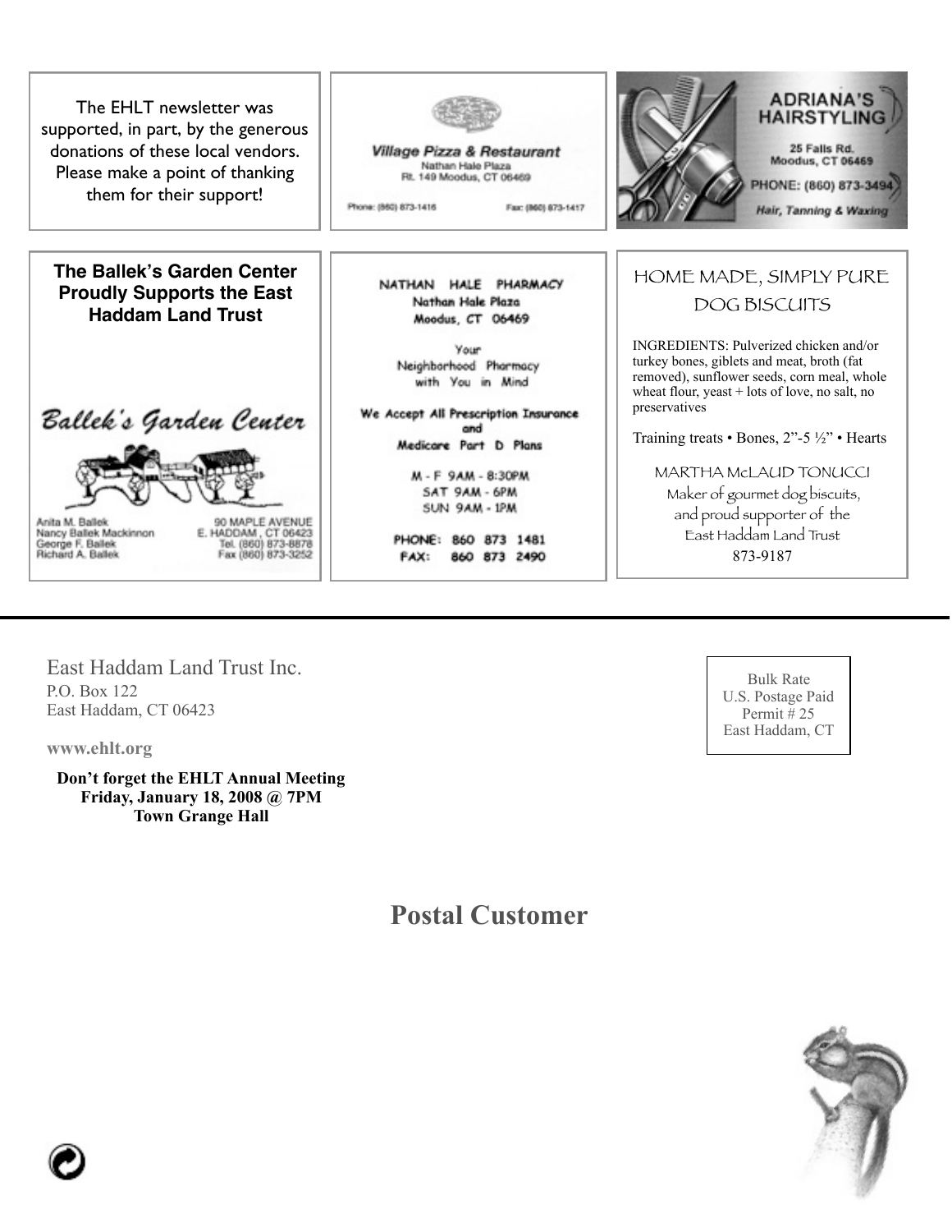The EHLT newsletter was supported, in part, by the generous donations of these local vendors. Please make a point of thanking them for their support!

**Village Pizza & Restaurant**
Nathan Hale Plaza
Rt. 149 Moodus, CT 06469

Phone: (860) 873-1416 Fax: (860) 873-1417

**ADRIANA'S HAIRSTYLING**
25 Falls Rd.
Moodus, CT 06469
PHONE: (860) 873-3494
*Hair, Tanning & Waxing*

**The Ballek's Garden Center Proudly Supports the East Haddam Land Trust**

*Ballek's Garden Center*

Anita M. Ballek
Nancy Ballek Mackinnon
George F. Ballek
Richard A. Ballek

90 MAPLE AVENUE
E. HADDAM, CT 06423
Tel. (860) 873-8878
Fax (860) 873-3252

**NATHAN HALE PHARMACY**
Nathan Hale Plaza
Moodus, CT 06469

Your Neighborhood Pharmacy with You in Mind

**We Accept All Prescription Insurance and Medicare Part D Plans**

M - F 9AM - 8:30PM
SAT 9AM - 6PM
SUN 9AM - 1PM

PHONE: 860 873 1481
FAX: 860 873 2490

HOME MADE, SIMPLY PURE DOG BISCUITS

INGREDIENTS: Pulverized chicken and/or turkey bones, giblets and meat, broth (fat removed), sunflower seeds, corn meal, whole wheat flour, yeast + lots of love, no salt, no preservatives

Training treats • Bones, 2"-5 ½" • Hearts

MARTHA McLAUD TONUCCI
Maker of gourmet dog biscuits, and proud supporter of the East Haddam Land Trust
873-9187

---

East Haddam Land Trust Inc.
P.O. Box 122
East Haddam, CT 06423

**www.ehlt.org**

**Don't forget the EHLT Annual Meeting**
**Friday, January 18, 2008 @ 7PM**
**Town Grange Hall**

Bulk Rate
U.S. Postage Paid
Permit # 25
East Haddam, CT

**Postal Customer**